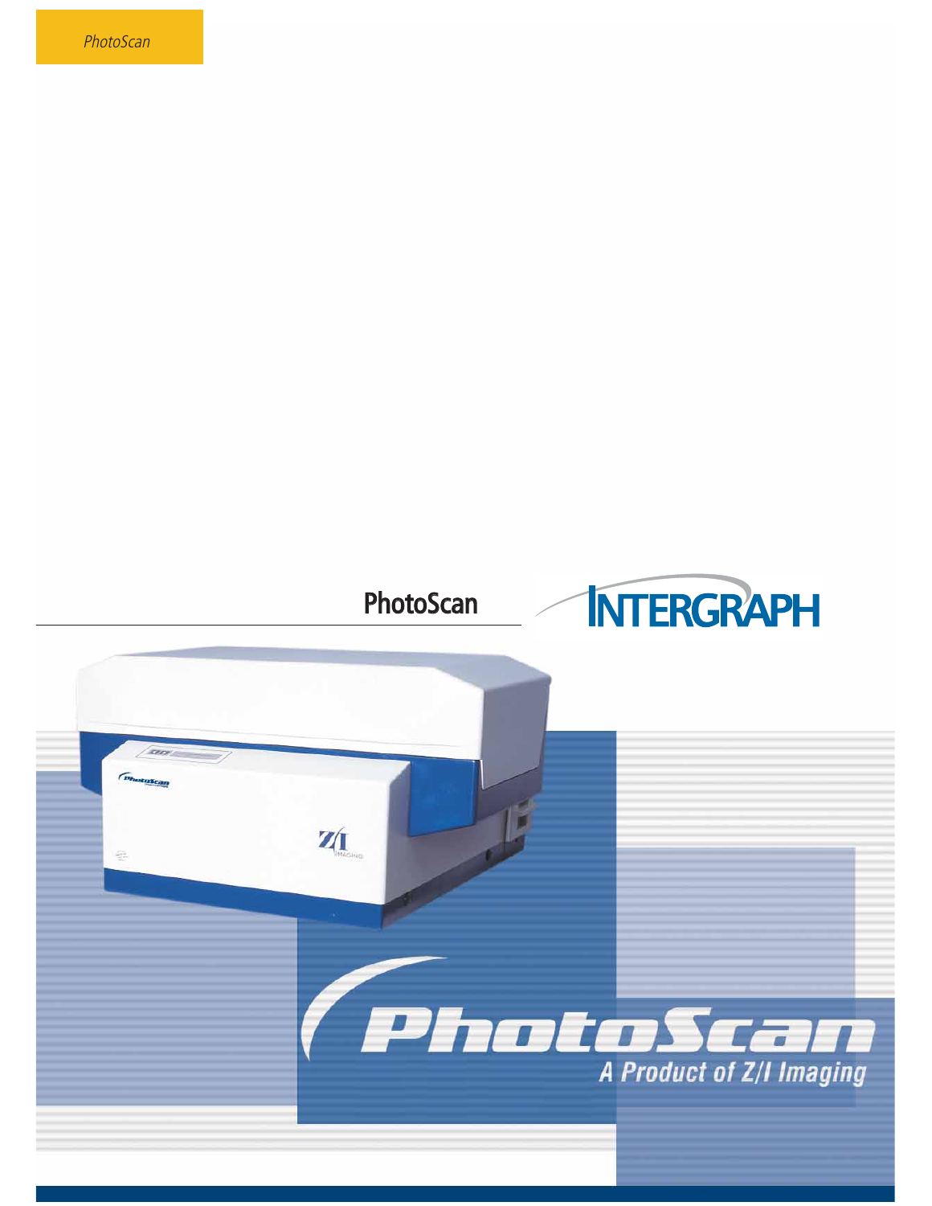# PhotoScan

INTERGRAPH

PhotoScan

A Product of Z/I Imaging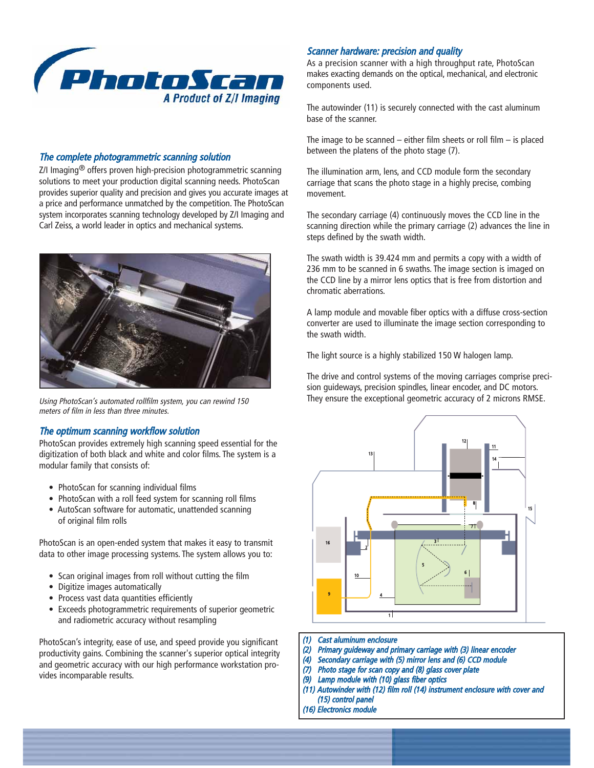**PhotoScan**
*A Product of Z/I Imaging*

## *The complete photogrammetric scanning solution*

Z/I Imaging® offers proven high-precision photogrammetric scanning solutions to meet your production digital scanning needs. PhotoScan provides superior quality and precision and gives you accurate images at a price and performance unmatched by the competition. The PhotoScan system incorporates scanning technology developed by Z/I Imaging and Carl Zeiss, a world leader in optics and mechanical systems.

*Using PhotoScan's automated rollfilm system, you can rewind 150 meters of film in less than three minutes.*

## *The optimum scanning workflow solution*

PhotoScan provides extremely high scanning speed essential for the digitization of both black and white and color films. The system is a modular family that consists of:

- PhotoScan for scanning individual films
- PhotoScan with a roll feed system for scanning roll films
- AutoScan software for automatic, unattended scanning of original film rolls

PhotoScan is an open-ended system that makes it easy to transmit data to other image processing systems. The system allows you to:

- Scan original images from roll without cutting the film
- Digitize images automatically
- Process vast data quantities efficiently
- Exceeds photogrammetric requirements of superior geometric and radiometric accuracy without resampling

PhotoScan's integrity, ease of use, and speed provide you significant productivity gains. Combining the scanner's superior optical integrity and geometric accuracy with our high performance workstation provides incomparable results.

## *Scanner hardware: precision and quality*

As a precision scanner with a high throughput rate, PhotoScan makes exacting demands on the optical, mechanical, and electronic components used.

The autowinder (11) is securely connected with the cast aluminum base of the scanner.

The image to be scanned – either film sheets or roll film – is placed between the platens of the photo stage (7).

The illumination arm, lens, and CCD module form the secondary carriage that scans the photo stage in a highly precise, combing movement.

The secondary carriage (4) continuously moves the CCD line in the scanning direction while the primary carriage (2) advances the line in steps defined by the swath width.

The swath width is 39.424 mm and permits a copy with a width of 236 mm to be scanned in 6 swaths. The image section is imaged on the CCD line by a mirror lens optics that is free from distortion and chromatic aberrations.

A lamp module and movable fiber optics with a diffuse cross-section converter are used to illuminate the image section corresponding to the swath width.

The light source is a highly stabilized 150 W halogen lamp.

The drive and control systems of the moving carriages comprise precision guideways, precision spindles, linear encoder, and DC motors. They ensure the exceptional geometric accuracy of 2 microns RMSE.

*(1) Cast aluminum enclosure*
*(2) Primary guideway and primary carriage with (3) linear encoder*
*(4) Secondary carriage with (5) mirror lens and (6) CCD module*
*(7) Photo stage for scan copy and (8) glass cover plate*
*(9) Lamp module with (10) glass fiber optics*
*(11) Autowinder with (12) film roll (14) instrument enclosure with cover and (15) control panel*
*(16) Electronics module*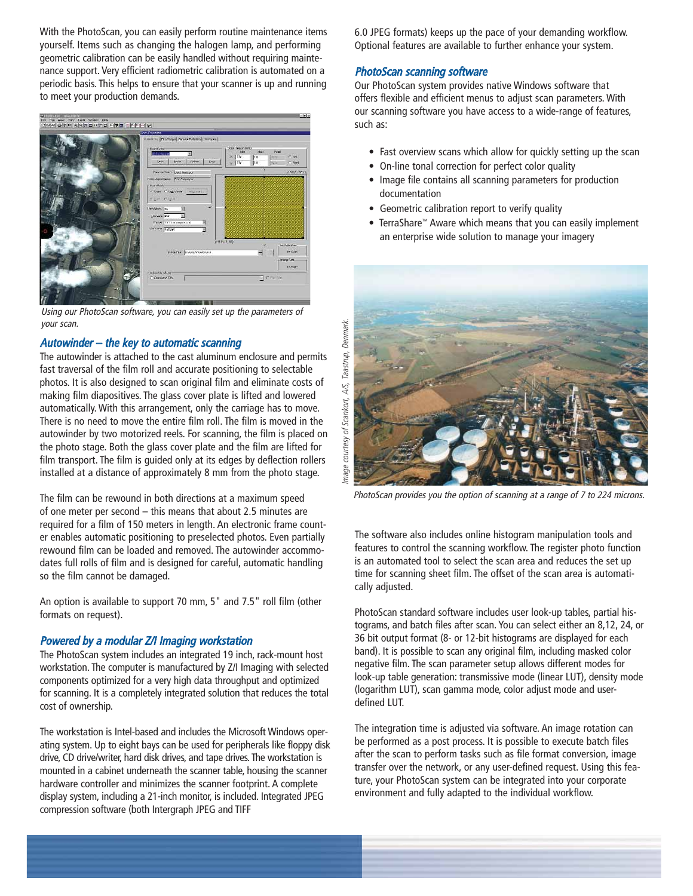With the PhotoScan, you can easily perform routine maintenance items yourself. Items such as changing the halogen lamp, and performing geometric calibration can be easily handled without requiring maintenance support. Very efficient radiometric calibration is automated on a periodic basis. This helps to ensure that your scanner is up and running to meet your production demands.

*Using our PhotoScan software, you can easily set up the parameters of your scan.*

## *Autowinder – the key to automatic scanning*

The autowinder is attached to the cast aluminum enclosure and permits fast traversal of the film roll and accurate positioning to selectable photos. It is also designed to scan original film and eliminate costs of making film diapositives. The glass cover plate is lifted and lowered automatically. With this arrangement, only the carriage has to move. There is no need to move the entire film roll. The film is moved in the autowinder by two motorized reels. For scanning, the film is placed on the photo stage. Both the glass cover plate and the film are lifted for film transport. The film is guided only at its edges by deflection rollers installed at a distance of approximately 8 mm from the photo stage.

The film can be rewound in both directions at a maximum speed of one meter per second – this means that about 2.5 minutes are required for a film of 150 meters in length. An electronic frame counter enables automatic positioning to preselected photos. Even partially rewound film can be loaded and removed. The autowinder accommodates full rolls of film and is designed for careful, automatic handling so the film cannot be damaged.

An option is available to support 70 mm, 5" and 7.5" roll film (other formats on request).

## *Powered by a modular Z/I Imaging workstation*

The PhotoScan system includes an integrated 19 inch, rack-mount host workstation. The computer is manufactured by Z/I Imaging with selected components optimized for a very high data throughput and optimized for scanning. It is a completely integrated solution that reduces the total cost of ownership.

The workstation is Intel-based and includes the Microsoft Windows operating system. Up to eight bays can be used for peripherals like floppy disk drive, CD drive/writer, hard disk drives, and tape drives. The workstation is mounted in a cabinet underneath the scanner table, housing the scanner hardware controller and minimizes the scanner footprint. A complete display system, including a 21-inch monitor, is included. Integrated JPEG compression software (both Intergraph JPEG and TIFF 6.0 JPEG formats) keeps up the pace of your demanding workflow. Optional features are available to further enhance your system.

## *PhotoScan scanning software*

Our PhotoScan system provides native Windows software that offers flexible and efficient menus to adjust scan parameters. With our scanning software you have access to a wide-range of features, such as:

- Fast overview scans which allow for quickly setting up the scan
- On-line tonal correction for perfect color quality
- Image file contains all scanning parameters for production documentation
- Geometric calibration report to verify quality
- TerraShare™ Aware which means that you can easily implement an enterprise wide solution to manage your imagery

*Image courtesy of Scankort, A/S, Taastrup, Denmark.*

*PhotoScan provides you the option of scanning at a range of 7 to 224 microns.*

The software also includes online histogram manipulation tools and features to control the scanning workflow. The register photo function is an automated tool to select the scan area and reduces the set up time for scanning sheet film. The offset of the scan area is automatically adjusted.

PhotoScan standard software includes user look-up tables, partial histograms, and batch files after scan. You can select either an 8,12, 24, or 36 bit output format (8- or 12-bit histograms are displayed for each band). It is possible to scan any original film, including masked color negative film. The scan parameter setup allows different modes for look-up table generation: transmissive mode (linear LUT), density mode (logarithm LUT), scan gamma mode, color adjust mode and user-defined LUT.

The integration time is adjusted via software. An image rotation can be performed as a post process. It is possible to execute batch files after the scan to perform tasks such as file format conversion, image transfer over the network, or any user-defined request. Using this feature, your PhotoScan system can be integrated into your corporate environment and fully adapted to the individual workflow.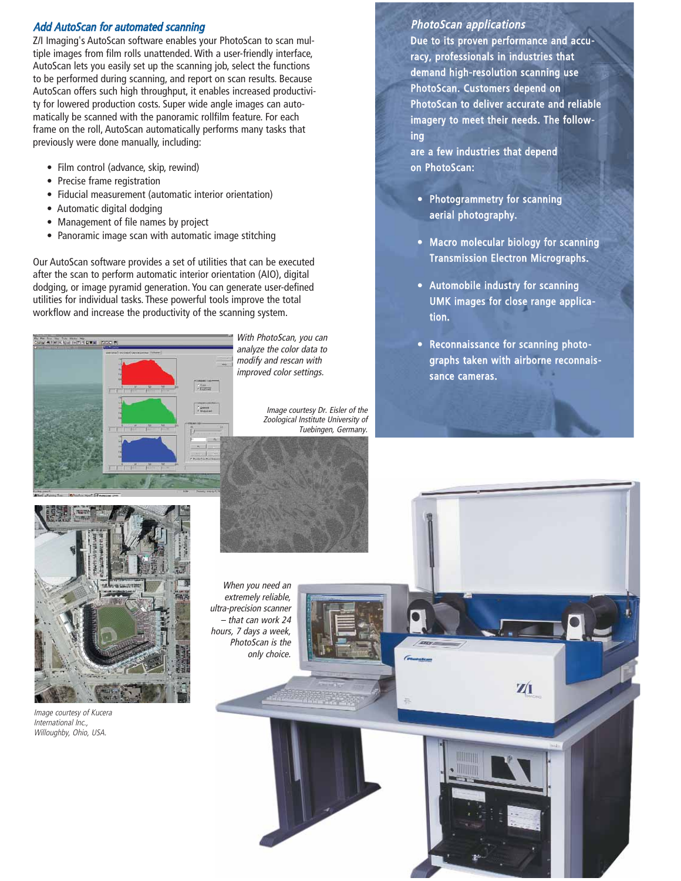## *Add AutoScan for automated scanning*

Z/I Imaging's AutoScan software enables your PhotoScan to scan multiple images from film rolls unattended. With a user-friendly interface, AutoScan lets you easily set up the scanning job, select the functions to be performed during scanning, and report on scan results. Because AutoScan offers such high throughput, it enables increased productivity for lowered production costs. Super wide angle images can automatically be scanned with the panoramic rollfilm feature. For each frame on the roll, AutoScan automatically performs many tasks that previously were done manually, including:

- Film control (advance, skip, rewind)
- Precise frame registration
- Fiducial measurement (automatic interior orientation)
- Automatic digital dodging
- Management of file names by project
- Panoramic image scan with automatic image stitching

Our AutoScan software provides a set of utilities that can be executed after the scan to perform automatic interior orientation (AIO), digital dodging, or image pyramid generation. You can generate user-defined utilities for individual tasks. These powerful tools improve the total workflow and increase the productivity of the scanning system.

*With PhotoScan, you can analyze the color data to modify and rescan with improved color settings.*

*Image courtesy Dr. Eisler of the Zoological Institute University of Tuebingen, Germany.*

*Image courtesy of Kucera International Inc., Willoughby, Ohio, USA.*

*When you need an extremely reliable, ultra-precision scanner – that can work 24 hours, 7 days a week, PhotoScan is the only choice.*

## *PhotoScan applications*

**Due to its proven performance and accuracy, professionals in industries that demand high-resolution scanning use PhotoScan. Customers depend on PhotoScan to deliver accurate and reliable imagery to meet their needs. The following are a few industries that depend on PhotoScan:**

- **Photogrammetry for scanning aerial photography.**
- **Macro molecular biology for scanning Transmission Electron Micrographs.**
- **Automobile industry for scanning UMK images for close range application.**
- **Reconnaissance for scanning photographs taken with airborne reconnaissance cameras.**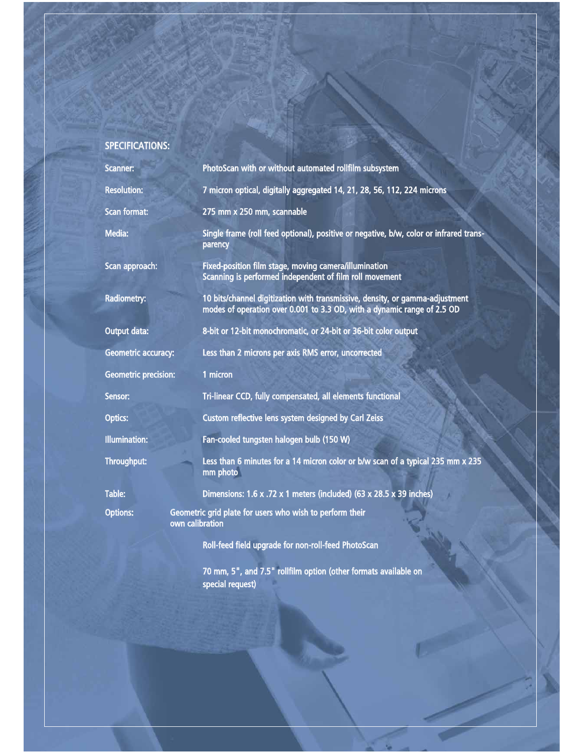## SPECIFICATIONS:

| | |
|---|---|
| Scanner: | PhotoScan with or without automated rollfilm subsystem |
| Resolution: | 7 micron optical, digitally aggregated 14, 21, 28, 56, 112, 224 microns |
| Scan format: | 275 mm x 250 mm, scannable |
| Media: | Single frame (roll feed optional), positive or negative, b/w, color or infrared transparency |
| Scan approach: | Fixed-position film stage, moving camera/illumination<br>Scanning is performed independent of film roll movement |
| Radiometry: | 10 bits/channel digitization with transmissive, density, or gamma-adjustment modes of operation over 0.001 to 3.3 OD, with a dynamic range of 2.5 OD |
| Output data: | 8-bit or 12-bit monochromatic, or 24-bit or 36-bit color output |
| Geometric accuracy: | Less than 2 microns per axis RMS error, uncorrected |
| Geometric precision: | 1 micron |
| Sensor: | Tri-linear CCD, fully compensated, all elements functional |
| Optics: | Custom reflective lens system designed by Carl Zeiss |
| Illumination: | Fan-cooled tungsten halogen bulb (150 W) |
| Throughput: | Less than 6 minutes for a 14 micron color or b/w scan of a typical 235 mm x 235 mm photo |
| Table: | Dimensions: 1.6 x .72 x 1 meters (included) (63 x 28.5 x 39 inches) |
| Options: | Geometric grid plate for users who wish to perform their own calibration |
| | Roll-feed field upgrade for non-roll-feed PhotoScan |
| | 70 mm, 5", and 7.5" rollfilm option (other formats available on special request) |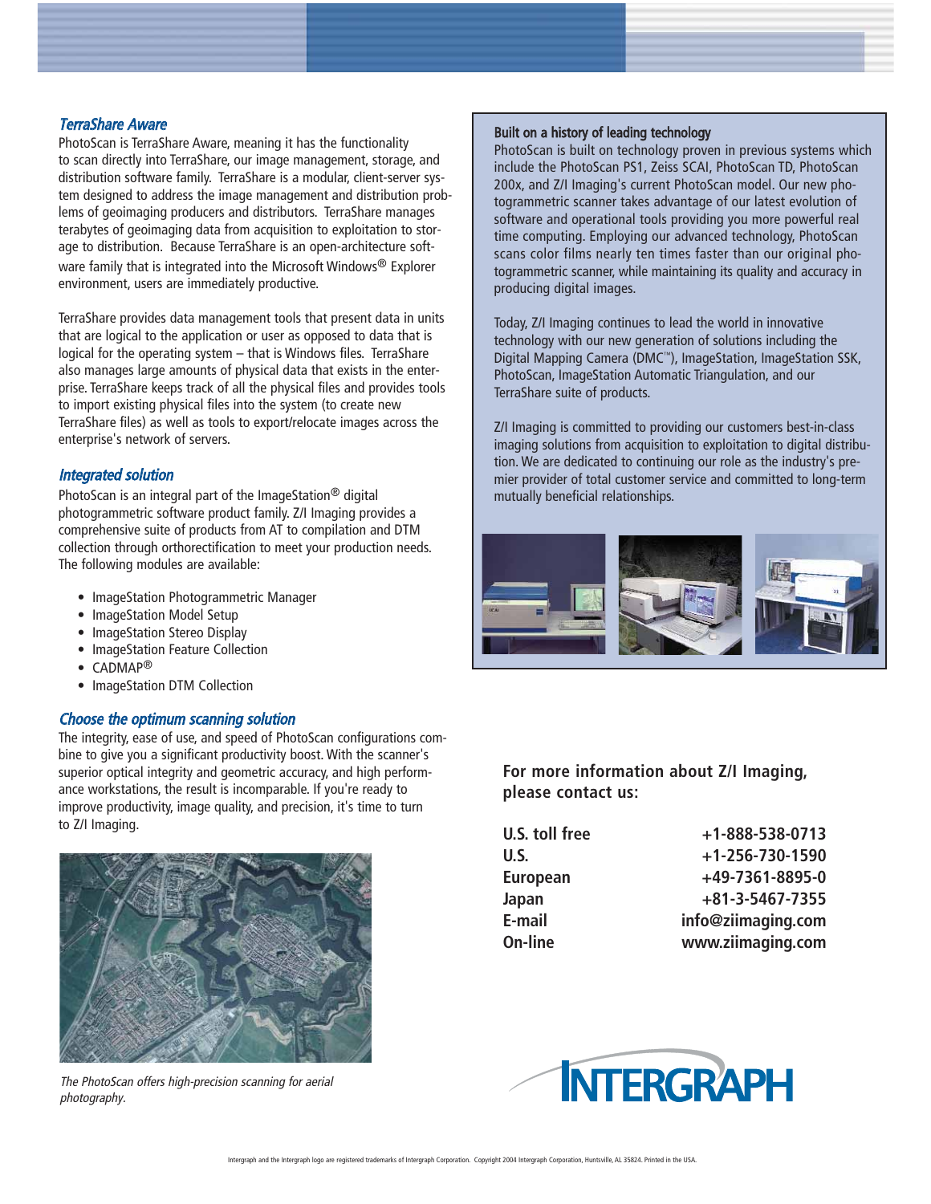## TerraShare Aware

PhotoScan is TerraShare Aware, meaning it has the functionality to scan directly into TerraShare, our image management, storage, and distribution software family. TerraShare is a modular, client-server system designed to address the image management and distribution problems of geoimaging producers and distributors. TerraShare manages terabytes of geoimaging data from acquisition to exploitation to storage to distribution. Because TerraShare is an open-architecture software family that is integrated into the Microsoft Windows® Explorer environment, users are immediately productive.

TerraShare provides data management tools that present data in units that are logical to the application or user as opposed to data that is logical for the operating system – that is Windows files. TerraShare also manages large amounts of physical data that exists in the enterprise. TerraShare keeps track of all the physical files and provides tools to import existing physical files into the system (to create new TerraShare files) as well as tools to export/relocate images across the enterprise's network of servers.

## Integrated solution

PhotoScan is an integral part of the ImageStation® digital photogrammetric software product family. Z/I Imaging provides a comprehensive suite of products from AT to compilation and DTM collection through orthorectification to meet your production needs. The following modules are available:

- ImageStation Photogrammetric Manager
- ImageStation Model Setup
- ImageStation Stereo Display
- ImageStation Feature Collection
- CADMAP®
- ImageStation DTM Collection

## Choose the optimum scanning solution

The integrity, ease of use, and speed of PhotoScan configurations combine to give you a significant productivity boost. With the scanner's superior optical integrity and geometric accuracy, and high performance workstations, the result is incomparable. If you're ready to improve productivity, image quality, and precision, it's time to turn to Z/I Imaging.

*The PhotoScan offers high-precision scanning for aerial photography.*

### Built on a history of leading technology

PhotoScan is built on technology proven in previous systems which include the PhotoScan PS1, Zeiss SCAI, PhotoScan TD, PhotoScan 200x, and Z/I Imaging's current PhotoScan model. Our new photogrammetric scanner takes advantage of our latest evolution of software and operational tools providing you more powerful real time computing. Employing our advanced technology, PhotoScan scans color films nearly ten times faster than our original photogrammetric scanner, while maintaining its quality and accuracy in producing digital images.

Today, Z/I Imaging continues to lead the world in innovative technology with our new generation of solutions including the Digital Mapping Camera (DMC™), ImageStation, ImageStation SSK, PhotoScan, ImageStation Automatic Triangulation, and our TerraShare suite of products.

Z/I Imaging is committed to providing our customers best-in-class imaging solutions from acquisition to exploitation to digital distribution. We are dedicated to continuing our role as the industry's premier provider of total customer service and committed to long-term mutually beneficial relationships.

**For more information about Z/I Imaging, please contact us:**

| | |
|---|---|
| **U.S. toll free** | **+1-888-538-0713** |
| **U.S.** | **+1-256-730-1590** |
| **European** | **+49-7361-8895-0** |
| **Japan** | **+81-3-5467-7355** |
| **E-mail** | **info@ziimaging.com** |
| **On-line** | **www.ziimaging.com** |

INTERGRAPH

Intergraph and the Intergraph logo are registered trademarks of Intergraph Corporation. Copyright 2004 Intergraph Corporation, Huntsville, AL 35824. Printed in the USA.